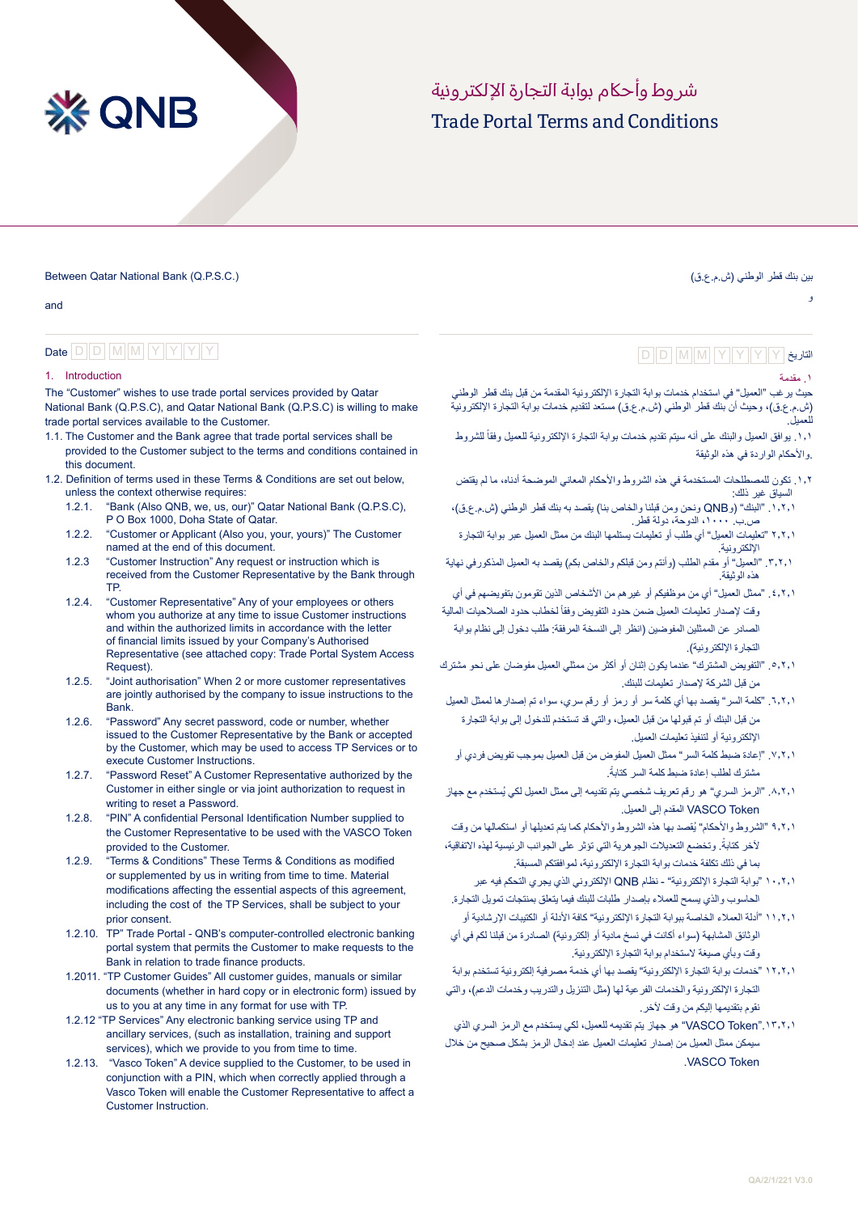# شروط وأحكام بوابة التجارة الإلكترونية

# Trade Portal Terms and Conditions

Between Qatar National Bank (Q.P.S.C.)

and

Date D D M M Y Y Y Y

## 1. Introduction

The "Customer" wishes to use trade portal services provided by Qatar National Bank (Q.P.S.C), and Qatar National Bank (Q.P.S.C) is willing to make trade portal services available to the Customer.

1.1. The Customer and the Bank agree that trade portal services shall be provided to the Customer subject to the terms and conditions contained in this document.

1.2. Definition of terms used in these Terms & Conditions are set out below, unless the context otherwise requires:

- 1.2.1. "Bank (Also QNB, we, us, our)" Qatar National Bank (Q.P.S.C), P O Box 1000, Doha State of Qatar.
- 1.2.2. "Customer or Applicant (Also you, your, yours)" The Customer named at the end of this document.
- 1.2.3 "Customer Instruction" Any request or instruction which is received from the Customer Representative by the Bank through TP.
- 1.2.4. "Customer Representative" Any of your employees or others whom you authorize at any time to issue Customer instructions and within the authorized limits in accordance with the letter of financial limits issued by your Company's Authorised Representative (see attached copy: Trade Portal System Access Request).
- 1.2.5. "Joint authorisation" When 2 or more customer representatives are jointly authorised by the company to issue instructions to the Bank.
- 1.2.6. "Password" Any secret password, code or number, whether issued to the Customer Representative by the Bank or accepted by the Customer, which may be used to access TP Services or to execute Customer Instructions.
- 1.2.7. "Password Reset" A Customer Representative authorized by the Customer in either single or via joint authorization to request in writing to reset a Password.
- 1.2.8. "PIN" A confidential Personal Identification Number supplied to the Customer Representative to be used with the VASCO Token provided to the Customer.
- 1.2.9. "Terms & Conditions" These Terms & Conditions as modified or supplemented by us in writing from time to time. Material modifications affecting the essential aspects of this agreement, including the cost of the TP Services, shall be subject to your prior consent.
- 1.2.10. TP" Trade Portal - QNB's computer-controlled electronic banking portal system that permits the Customer to make requests to the Bank in relation to trade finance products.
- 1.2011. "TP Customer Guides" All customer guides, manuals or similar documents (whether in hard copy or in electronic form) issued by us to you at any time in any format for use with TP.
- 1.2.12 "TP Services" Any electronic banking service using TP and ancillary services, (such as installation, training and support services), which we provide to you from time to time.
- 1.2.13. "Vasco Token" A device supplied to the Customer, to be used in conjunction with a PIN, which when correctly applied through a Vasco Token will enable the Customer Representative to affect a Customer Instruction.

---

بين بنك قطر الوطني (ش.م.ع.ق)

و

التاريخ D D M M Y Y Y Y

## ١. مقدمة

حيث يرغب "العميل" في استخدام خدمات بوابة التجارة الإلكترونية المقدمة من قبل بنك قطر الوطني (ش.م.ع.ق)، وحيث أن بنك قطر الوطني (ش.م.ع.ق) مستعد لتقديم خدمات بوابة التجارة الإلكترونية للعميل.

١,١. يوافق العميل والبنك على أنه سيتم تقديم خدمات بوابة التجارة الإلكترونية للعميل وفقاً للشروط والأحكام الواردة في هذه الوثيقة.

١,٢. تكون للمصطلحات المستخدمة في هذه الشروط والأحكام المعاني الموضحة أدناه، ما لم يقتض السياق غير ذلك:

- ١,٢,١. "البنك" (وQNB ونحن ومن قبلنا والخاص بنا) يقصد به بنك قطر الوطني (ش.م.ع.ق)، ص.ب. ١٠٠٠، الدوحة، دولة قطر.
- ٢,٢,١. "تعليمات العميل" أي طلب أو تعليمات يستلمها البنك من ممثل العميل عبر بوابة التجارة الإلكترونية.
- ٣,٢,١. "العميل" أو مقدم الطلب (وأنتم ومن قبلكم والخاص بكم) يقصد به العميل المذكور في نهاية هذه الوثيقة.
- ٤,٢,١. "ممثل العميل" أي من موظفيكم أو غيرهم من الأشخاص الذين تقومون بتفويضهم في أي وقت لإصدار تعليمات العميل ضمن حدود التفويض وفقاً لخطاب حدود الصلاحيات المالية الصادر عن الممثلين المفوضين (انظر إلى النسخة المرفقة: طلب دخول إلى نظام بوابة التجارة الإلكترونية).
- ٥,٢,١. "التفويض المشترك" عندما يكون إثنان أو أكثر من ممثلي العميل مفوضان على نحو مشترك من قبل الشركة لإصدار تعليمات للبنك.
- ٦,٢,١. "كلمة السر" يقصد بها أي كلمة سر أو رمز أو رقم سري، سواء تم إصدارها لممثل العميل من قبل البنك أو تم قبولها من قبل العميل، والتي قد تستخدم للدخول إلى بوابة التجارة الإلكترونية أو لتنفيذ تعليمات العميل.
- ٧,٢,١. "إعادة ضبط كلمة السر" ممثل العميل المفوض من قبل العميل بموجب تفويض فردي أو مشترك لطلب إعادة ضبط كلمة السر كتابةً.
- ٨,٢,١. "الرمز السري" هو رقم تعريف شخصي يتم تقديمه إلى ممثل العميل لكي يُستخدم مع جهاز VASCO Token المقدم إلى العميل.
- ٩,٢,١. "الشروط والأحكام" يُقصد بها هذه الشروط والأحكام كما يتم تعديلها أو استكمالها من وقت لآخر كتابةً. وتخضع التعديلات الجوهرية التي تؤثر على الجوانب الرئيسية لهذه الاتفاقية، بما في ذلك تكلفة خدمات بوابة التجارة الإلكترونية، لموافقتكم المسبقة.
- ١٠,٢,١. "بوابة التجارة الإلكترونية" - نظام QNB الإلكتروني الذي يجري التحكم فيه عبر الحاسوب والذي يسمح للعملاء بإصدار طلبات للبنك فيما يتعلق بمنتجات تمويل التجارة.
- ١١,٢,١. "أدلة العملاء الخاصة ببوابة التجارة الإلكترونية" كافة الأدلة أو الكتيبات الإرشادية أو الوثائق المشابهة (سواء أكانت في نسخ مادية أو إلكترونية) الصادرة من قبلنا لكم في أي وقت وبأي صيغة لاستخدام بوابة التجارة الإلكترونية.
- ١٢,٢,١. "خدمات بوابة التجارة الإلكترونية" يقصد بها أي خدمة مصرفية إلكترونية تستخدم بوابة التجارة الإلكترونية والخدمات الفرعية لها (مثل التنزيل والتدريب وخدمات الدعم)، والتي نقوم بتقديمها إليكم من وقت لآخر.
- ١٣,٢,١. "VASCO Token" هو جهاز يتم تقديمه للعميل، لكي يستخدم مع الرمز السري الذي سيمكن ممثل العميل من إصدار تعليمات العميل عند إدخال الرمز بشكل صحيح من خلال VASCO Token.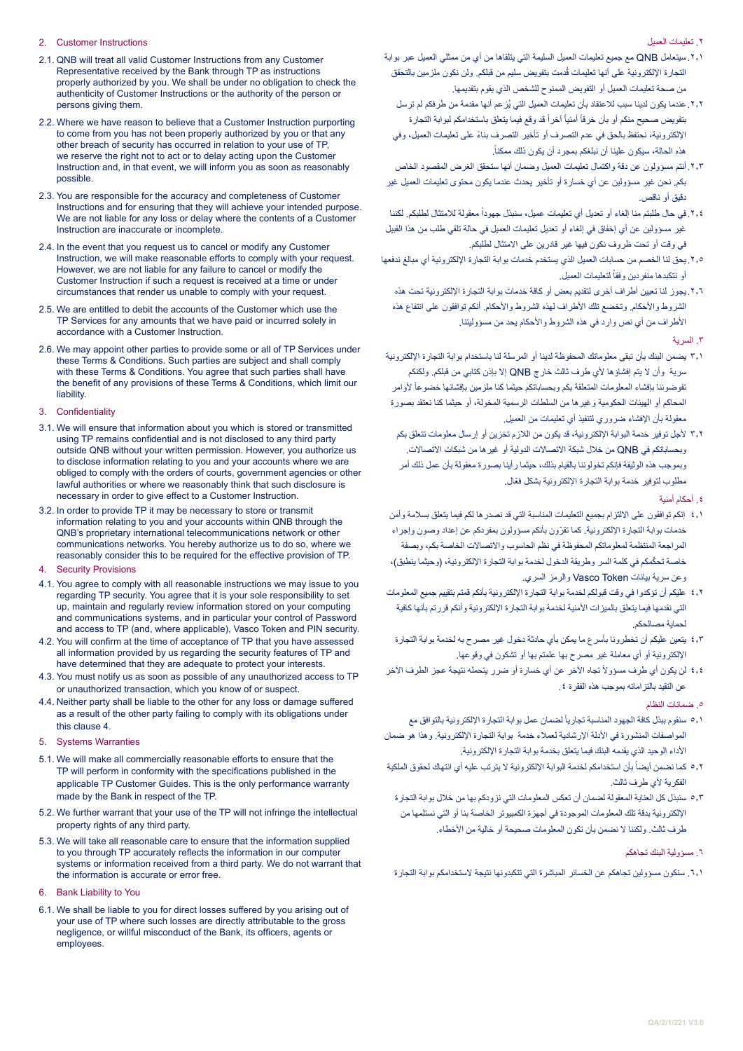2. Customer Instructions

2.1. QNB will treat all valid Customer Instructions from any Customer Representative received by the Bank through TP as instructions properly authorized by you. We shall be under no obligation to check the authenticity of Customer Instructions or the authority of the person or persons giving them.

2.2. Where we have reason to believe that a Customer Instruction purporting to come from you has not been properly authorized by you or that any other breach of security has occurred in relation to your use of TP, we reserve the right not to act or to delay acting upon the Customer Instruction and, in that event, we will inform you as soon as reasonably possible.

2.3. You are responsible for the accuracy and completeness of Customer Instructions and for ensuring that they will achieve your intended purpose. We are not liable for any loss or delay where the contents of a Customer Instruction are inaccurate or incomplete.

2.4. In the event that you request us to cancel or modify any Customer Instruction, we will make reasonable efforts to comply with your request. However, we are not liable for any failure to cancel or modify the Customer Instruction if such a request is received at a time or under circumstances that render us unable to comply with your request.

2.5. We are entitled to debit the accounts of the Customer which use the TP Services for any amounts that we have paid or incurred solely in accordance with a Customer Instruction.

2.6. We may appoint other parties to provide some or all of TP Services under these Terms & Conditions. Such parties are subject and shall comply with these Terms & Conditions. You agree that such parties shall have the benefit of any provisions of these Terms & Conditions, which limit our liability.

3. Confidentiality

3.1. We will ensure that information about you which is stored or transmitted using TP remains confidential and is not disclosed to any third party outside QNB without your written permission. However, you authorize us to disclose information relating to you and your accounts where we are obliged to comply with the orders of courts, government agencies or other lawful authorities or where we reasonably think that such disclosure is necessary in order to give effect to a Customer Instruction.

3.2. In order to provide TP it may be necessary to store or transmit information relating to you and your accounts within QNB through the QNB's proprietary international telecommunications network or other communications networks. You hereby authorize us to do so, where we reasonably consider this to be required for the effective provision of TP.

4. Security Provisions

4.1. You agree to comply with all reasonable instructions we may issue to you regarding TP security. You agree that it is your sole responsibility to set up, maintain and regularly review information stored on your computing and communications systems, and in particular your control of Password and access to TP (and, where applicable), Vasco Token and PIN security.

4.2. You will confirm at the time of acceptance of TP that you have assessed all information provided by us regarding the security features of TP and have determined that they are adequate to protect your interests.

4.3. You must notify us as soon as possible of any unauthorized access to TP or unauthorized transaction, which you know of or suspect.

4.4. Neither party shall be liable to the other for any loss or damage suffered as a result of the other party failing to comply with its obligations under this clause 4.

5. Systems Warranties

5.1. We will make all commercially reasonable efforts to ensure that the TP will perform in conformity with the specifications published in the applicable TP Customer Guides. This is the only performance warranty made by the Bank in respect of the TP.

5.2. We further warrant that your use of the TP will not infringe the intellectual property rights of any third party.

5.3. We will take all reasonable care to ensure that the information supplied to you through TP accurately reflects the information in our computer systems or information received from a third party. We do not warrant that the information is accurate or error free.

6. Bank Liability to You

6.1. We shall be liable to you for direct losses suffered by you arising out of your use of TP where such losses are directly attributable to the gross negligence, or willful misconduct of the Bank, its officers, agents or employees.

٢. تعليمات العميل

٢،١. سيتعامل QNB مع جميع تعليمات العميل السليمة التي يتلقاها من أي من ممثلي العميل عبر بوابة التجارة الإلكترونية على أنها تعليمات قُدمت بتفويض سليم من قبلكم. ولن نكون ملزمين بالتحقق من صحة تعليمات العميل أو التفويض الممنوح للشخص الذي يقوم بتقديمها.

٢،٢. عندما يكون لدينا سبب للاعتقاد بأن تعليمات العميل التي يُزعم أنها مقدمة من طرفكم لم ترسل بتفويض صحيح منكم أو بأن خرقاً أمنياً آخراً قد وقع فيما يتعلق باستخدامكم لبوابة التجارة الإلكترونية، نحتفظ بالحق في عدم التصرف أو تأخير التصرف بناءً على تعليمات العميل، وفي هذه الحالة، سيكون علينا أن نبلغكم بمجرد أن يكون ذلك ممكناً.

٢،٣. أنتم مسؤولون عن دقة واكتمال تعليمات العميل وضمان أنها ستحقق الغرض المقصود الخاص بكم. نحن غير مسؤولين عن أي خسارة أو تأخير يحدث عندما يكون محتوى تعليمات العميل غير دقيق أو ناقص.

٢،٤. في حال طلبتم منا إلغاء أو تعديل أي تعليمات عميل، سنبذل جهوداً معقولة للامتثال لطلبكم. لكننا غير مسؤولين عن أي إخفاق في إلغاء أو تعديل تعليمات العميل في حالة تلقي طلب من هذا القبيل في وقت أو تحت ظروف نكون فيها غير قادرين على الامتثال لطلبكم.

٢،٥. يحق لنا الخصم من حسابات العميل الذي يستخدم خدمات بوابة التجارة الإلكترونية أي مبالغ ندفعها أو نتكبدها منفردين وفقاً لتعليمات العميل.

٢،٦. يجوز لنا تعيين أطراف أخرى لتقديم بعض أو كافة خدمات بوابة التجارة الإلكترونية تحت هذه الشروط والأحكام. وتخضع تلك الأطراف لهذه الشروط والأحكام. أنكم توافقون على انتفاع هذه الأطراف من أي نص وارد في هذه الشروط والأحكام يحد من مسؤوليتنا.

٣. السرية

٣،١. يضمن البنك بأن تبقى معلوماتكم المحفوظة لدينا أو المرسلة لنا باستخدام بوابة التجارة الإلكترونية سرية وأن لا يتم إفشاؤها لأي طرف ثالث خارج QNB إلا بإذن كتابي من قبلكم. ولكنكم تفوضوننا بإفشاء المعلومات المتعلقة بكم وبحساباتكم حيثما كنا ملزمين بإفشائها خضوعاً لأوامر المحاكم أو الهيئات الحكومية وغيرها من السلطات الرسمية المخولة، أو حيثما كنا نعتقد بصورة معقولة بأن الإفشاء ضروري لتنفيذ أي تعليمات من العميل.

٣،٢. لأجل توفير خدمة البوابة الإلكترونية، قد يكون من اللازم تخزين أو إرسال معلومات تتعلق بكم وبحساباتكم في QNB من خلال شبكة الاتصالات الدولية أو غيرها من شبكات الاتصالات. وبموجب هذه الوثيقة فإنكم تخولوننا بالقيام بذلك، حيثما رأينا بصورة معقولة بأن عمل ذلك أمر مطلوب لتوفير خدمة بوابة التجارة الإلكترونية بشكل فعّال.

٤. أحكام أمنية

٤،١. إنكم توافقون على الالتزام بجميع التعليمات المناسبة التي قد نصدرها لكم فيما يتعلق بسلامة وأمن خدمات بوابة التجارة الإلكترونية. كما تقرّون بأنكم مسؤولون بمفردكم عن إعداد وصون وإجراء المراجعة المنتظمة لمعلوماتكم المحفوظة في نظم الحاسوب والاتصالات الخاصة بكم، وبصفة خاصة تحكّمكم في كلمة السر وطريقة الدخول لخدمة بوابة التجارة الإلكترونية، (وحيثما ينطبق)، وعن سرية بيانات Vasco Token والرمز السري.

٤،٢. عليكم أن تؤكدوا في وقت قبولكم لخدمة بوابة التجارة الإلكترونية بأنكم قمتم بتقييم جميع المعلومات التي نقدمها فيما يتعلق بالميزات الأمنية لخدمة بوابة التجارة الإلكترونية وأنكم قررتم بأنها كافية لحماية مصالحكم.

٤،٣. يتعين عليكم أن تخطرونا بأسرع ما يمكن بأي حادثة دخول غير مصرح به لخدمة بوابة التجارة الإلكترونية أو أي معاملة غير مصرح بها علمتم بها أو تشكون في وقوعها.

٤،٤. لن يكون أي طرف مسؤولاً تجاه الآخر عن أي خسارة أو ضرر يتحمله نتيجة عجز الطرف الآخر عن التقيد بالتزاماته بموجب هذه الفقرة ٤.

٥. ضمانات النظام

٥،١. سنقوم ببذل كافة الجهود المناسبة تجارياً لضمان عمل بوابة التجارة الإلكترونية بالتوافق مع المواصفات المنشورة في الأدلة الإرشادية لعملاء خدمة بوابة التجارة الإلكترونية. وهذا هو ضمان الأداء الوحيد الذي يقدمه البنك فيما يتعلق بخدمة بوابة التجارة الإلكترونية.

٥،٢. كما نضمن أيضاً بأن استخدامكم لخدمة البوابة الإلكترونية لا يترتب عليه أي انتهاك لحقوق الملكية الفكرية لأي طرف ثالث.

٥،٣. سنبذل كل العناية المعقولة لضمان أن تعكس المعلومات التي نزودكم بها من خلال بوابة التجارة الإلكترونية بدقة تلك المعلومات الموجودة في أجهزة الكمبيوتر الخاصة بنا أو التي نستلمها من طرف ثالث. ولكننا لا نضمن بأن تكون المعلومات صحيحة أو خالية من الأخطاء.

٦. مسؤولية البنك تجاهكم

٦،١. سنكون مسؤولين تجاهكم عن الخسائر المباشرة التي تتكبدونها نتيجة لاستخدامكم بوابة التجارة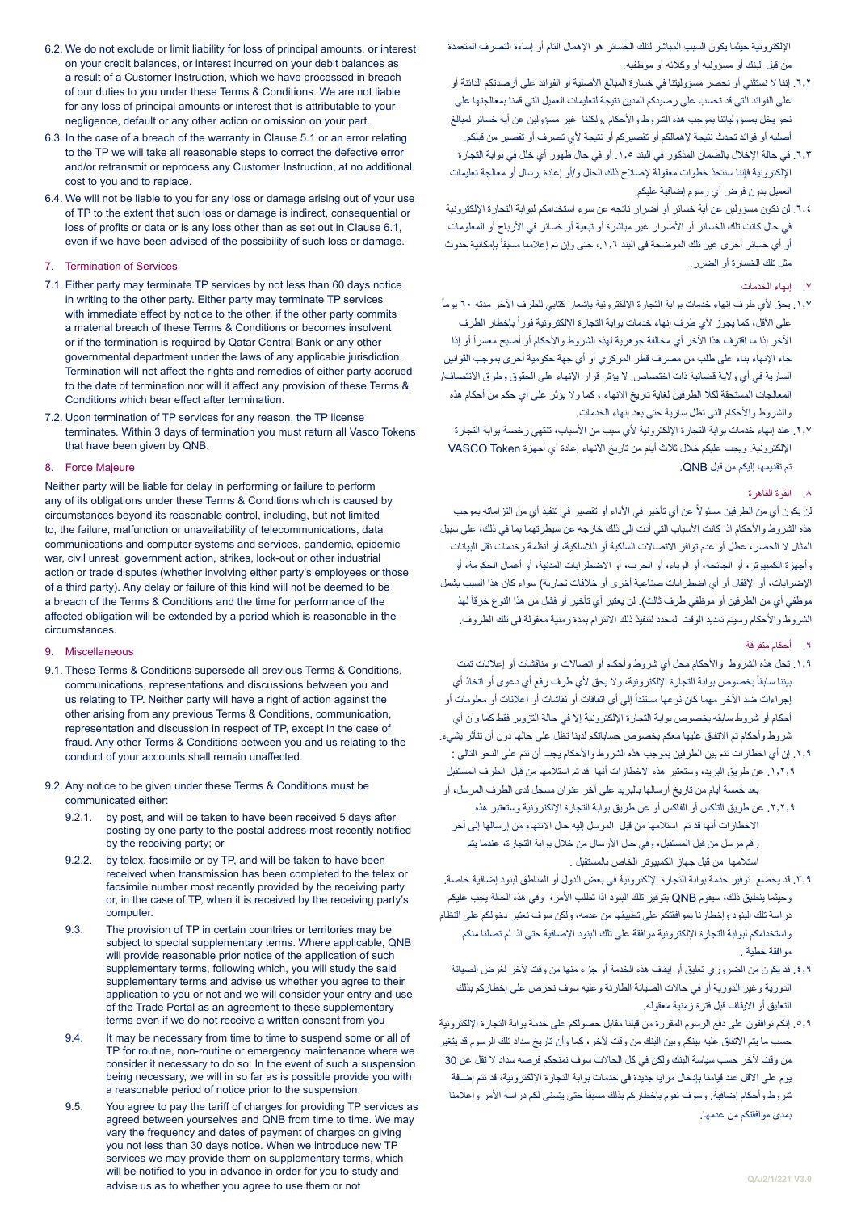6.2. We do not exclude or limit liability for loss of principal amounts, or interest on your credit balances, or interest incurred on your debit balances as a result of a Customer Instruction, which we have processed in breach of our duties to you under these Terms & Conditions. We are not liable for any loss of principal amounts or interest that is attributable to your negligence, default or any other action or omission on your part.

6.3. In the case of a breach of the warranty in Clause 5.1 or an error relating to the TP we will take all reasonable steps to correct the defective error and/or retransmit or reprocess any Customer Instruction, at no additional cost to you and to replace.

6.4. We will not be liable to you for any loss or damage arising out of your use of TP to the extent that such loss or damage is indirect, consequential or loss of profits or data or is any loss other than as set out in Clause 6.1, even if we have been advised of the possibility of such loss or damage.

## 7. Termination of Services

7.1. Either party may terminate TP services by not less than 60 days notice in writing to the other party. Either party may terminate TP services with immediate effect by notice to the other, if the other party commits a material breach of these Terms & Conditions or becomes insolvent or if the termination is required by Qatar Central Bank or any other governmental department under the laws of any applicable jurisdiction. Termination will not affect the rights and remedies of either party accrued to the date of termination nor will it affect any provision of these Terms & Conditions which bear effect after termination.

7.2. Upon termination of TP services for any reason, the TP license terminates. Within 3 days of termination you must return all Vasco Tokens that have been given by QNB.

## 8. Force Majeure

Neither party will be liable for delay in performing or failure to perform any of its obligations under these Terms & Conditions which is caused by circumstances beyond its reasonable control, including, but not limited to, the failure, malfunction or unavailability of telecommunications, data communications and computer systems and services, pandemic, epidemic war, civil unrest, government action, strikes, lock-out or other industrial action or trade disputes (whether involving either party's employees or those of a third party). Any delay or failure of this kind will not be deemed to be a breach of the Terms & Conditions and the time for performance of the affected obligation will be extended by a period which is reasonable in the circumstances.

## 9. Miscellaneous

9.1. These Terms & Conditions supersede all previous Terms & Conditions, communications, representations and discussions between you and us relating to TP. Neither party will have a right of action against the other arising from any previous Terms & Conditions, communication, representation and discussion in respect of TP, except in the case of fraud. Any other Terms & Conditions between you and us relating to the conduct of your accounts shall remain unaffected.

9.2. Any notice to be given under these Terms & Conditions must be communicated either:

9.2.1. by post, and will be taken to have been received 5 days after posting by one party to the postal address most recently notified by the receiving party; or

9.2.2. by telex, facsimile or by TP, and will be taken to have been received when transmission has been completed to the telex or facsimile number most recently provided by the receiving party or, in the case of TP, when it is received by the receiving party's computer.

9.3. The provision of TP in certain countries or territories may be subject to special supplementary terms. Where applicable, QNB will provide reasonable prior notice of the application of such supplementary terms, following which, you will study the said supplementary terms and advise us whether you agree to their application to you or not and we will consider your entry and use of the Trade Portal as an agreement to these supplementary terms even if we do not receive a written consent from you

9.4. It may be necessary from time to time to suspend some or all of TP for routine, non-routine or emergency maintenance where we consider it necessary to do so. In the event of such a suspension being necessary, we will in so far as is possible provide you with a reasonable period of notice prior to the suspension.

9.5. You agree to pay the tariff of charges for providing TP services as agreed between yourselves and QNB from time to time. We may vary the frequency and dates of payment of charges on giving you not less than 30 days notice. When we introduce new TP services we may provide them on supplementary terms, which will be notified to you in advance in order for you to study and advise us as to whether you agree to use them or not

الإلكترونية حيثما يكون السبب المباشر لتلك الخسائر هو الإهمال التام أو إساءة التصرف المتعمدة من قبل البنك أو مسؤوليه أو وكلائه أو موظفيه.

٦,٢. إننا لا نستثني أو نحصر مسؤوليتنا في خسارة المبالغ الأصلية أو الفوائد على أرصدتكم الدائنة أو على الفوائد التي قد تحسب على رصيدكم المدين نتيجة لتعليمات العميل التي قمنا بمعالجتها على نحو يخل بمسؤولياتنا بموجب هذه الشروط والأحكام .ولكننا غير مسؤولين عن أية خسائر لمبالغ أصليه أو فوائد تحدث نتيجة لإهمالكم أو تقصيركم أو نتيجة لأي تصرف أو تقصير من قبلكم.

٦,٣. في حالة الإخلال بالضمان المذكور في البند ١,٥. أو في حال ظهور أي خلل في بوابة التجارة الإلكترونية فإننا سنتخذ خطوات معقولة لإصلاح ذلك الخلل و/أو إعادة إرسال أو معالجة تعليمات العميل بدون فرض أي رسوم إضافية عليكم.

٦,٤. لن نكون مسؤولين عن أية خسائر أو أضرار ناتجه عن سوء استخدامكم لبوابة التجارة الإلكترونية في حال كانت تلك الخسائر أو الأضرار غير مباشرة أو تبعية أو خسائر في الأرباح أو المعلومات أو أي خسائر أخرى غير تلك الموضحة في البند ١,٦.، حتى وإن تم إعلامنا مسبقاً بإمكانية حدوث مثل تلك الخسارة أو الضرر.

## ٧. إنهاء الخدمات

١,٧. يحق لأي طرف إنهاء خدمات بوابة التجارة الإلكترونية بإشعار كتابي للطرف الأخر مدته ٦٠ يوماً على الأقل، كما يجوز لأي طرف إنهاء خدمات بوابة التجارة الإلكترونية فوراً بإخطار الطرف الآخر إذا ما اقترف هذا الأخر أي مخالفة جوهرية لهذه الشروط والأحكام أو أصبح معسراً أو إذا جاء الإنهاء بناء على طلب من مصرف قطر المركزي أو أي جهة حكومية أخرى بموجب القوانين السارية في أي ولاية قضائية ذات اختصاص. لا يؤثر قرار الإنهاء على الحقوق وطرق الانتصاف/ المعالجات المستحقة لكلا الطرفين لغاية تاريخ الانهاء ، كما ولا يؤثر على أي حكم من أحكام هذه والشروط والأحكام التي تظل سارية حتى بعد إنهاء الخدمات.

٢,٧. عند إنهاء خدمات بوابة التجارة الإلكترونية لأي سبب من الأسباب، تنتهي رخصة بوابة التجارة الإلكترونية. ويجب عليكم خلال ثلاث أيام من تاريخ الانهاء إعادة أي أجهزة VASCO Token تم تقديمها إليكم من قبل QNB.

## ٨. القوة القاهرة

لن يكون أي من الطرفين مسئولاً عن أي تأخير في الأداء أو تقصير في تنفيذ أي من التزاماته بموجب هذه الشروط والأحكام اذا كانت الأسباب التي أدت إلى ذلك خارجه عن سيطرتهما بما في ذلك، على سبيل المثال لا الحصر، عطل أو عدم توافر الاتصالات السلكية أو اللاسلكية، أو أنظمة وخدمات نقل البيانات وأجهزة الكمبيوتر، أو الجائحة، أو الوباء، أو الحرب، أو الاضطرابات المدنية، أو أعمال الحكومة، أو الإضرابات، أو الإقفال أو أي اضطرابات صناعية أخرى أو خلافات تجارية) سواء كان هذا السبب يشمل موظفي أي من الطرفين أو موظفي طرف ثالث). لن يعتبر أي تأخير أو فشل من هذا النوع خرقاً لهذ الشروط والأحكام وسيتم تمديد الوقت المحدد لتنفيذ ذلك الالتزام بمدة زمنية معقولة في تلك الظروف.

## ٩. أحكام متفرقة

١,٩. تحل هذه الشروط والأحكام محل أي شروط وأحكام أو اتصالات أو مناقشات أو إعلانات تمت بيننا سابقاً بخصوص بوابة التجارة الإلكترونية، ولا يحق لأي طرف رفع أي دعوى أو اتخاذ أي إجراءات ضد الأخر مهما كان نوعها مستنداً إلي أي اتفاقات أو نقاشات أو اعلانات أو معلومات أو أحكام أو شروط سابقه بخصوص بوابة التجارة الإلكترونية إلا في حالة التزوير فقط كما وأن أي شروط وأحكام تم الاتفاق عليها معكم بخصوص حساباتكم لدينا تظل على حالها دون أن تتأثر بشيء.

٢,٩. إن أي اخطارات تتم بين الطرفين بموجب هذه الشروط والأحكام يجب أن تتم على النحو التالي :

١,٢,٩. عن طريق البريد، وستعتبر هذه الاخطارات أنها قد تم استلامها من قبل الطرف المستقبل بعد خمسة أيام من تاريخ أرسالها بالبريد على أخر عنوان مسجل لدى الطرف المرسل، أو

٢,٢,٩. عن طريق التلكس أو الفاكس أو عن طريق بوابة التجارة الإلكترونية وستعتبر هذه الاخطارات أنها قد تم استلامها من قبل المرسل إليه حال الانتهاء من إرسالها إلى أخر رقم مرسل من قبل المستقبل، وفي حال الأرسال من خلال بوابة التجارة، عندما يتم استلامها من قبل جهاز الكمبيوتر الخاص بالمستقبل .

٣,٩. قد يخضع توفير خدمة بوابة التجارة الإلكترونية في بعض الدول أو المناطق لبنود إضافية خاصة. وحيثما ينطبق ذلك، سيقوم QNB بتوفير تلك البنود اذا تطلب الأمر، وفي هذه الحالة يجب عليكم دراسة تلك البنود وإخطارنا بموافقتكم على تطبيقها من عدمه، ولكن سوف نعتبر دخولكم على النظام واستخدامكم لبوابة التجارة الإلكترونية موافقة على تلك البنود الإضافية حتى اذا لم تصلنا منكم موافقة خطية .

٤,٩. قد يكون من الضروري تعليق أو إيقاف هذه الخدمة أو جزء منها من وقت لآخر لغرض الصيانة الدورية وغير الدورية أو في حالات الصيانة الطارئة وعليه سوف نحرص على إخطاركم بذلك التعليق أو الايقاف قبل فترة زمنية معقوله.

٥,٩. إنكم توافقون على دفع الرسوم المقررة من قبلنا مقابل حصولكم على خدمة بوابة التجارة الإلكترونية حسب ما يتم الاتفاق عليه بينكم وبين البنك من وقت لآخر، كما وأن تاريخ سداد تلك الرسوم قد يتغير من وقت لآخر حسب سياسة البنك ولكن في كل الحالات سوف نمنحكم فرصه سداد لا تقل عن 30 يوم على الاقل عند قيامنا بإدخال مزايا جديدة في خدمات بوابة التجارة الإلكترونية، قد تتم إضافة شروط وأحكام إضافية. وسوف نقوم بإخطاركم بذلك مسبقاً حتى يتسنى لكم دراسة الأمر وإعلامنا بمدى موافقتكم من عدمها.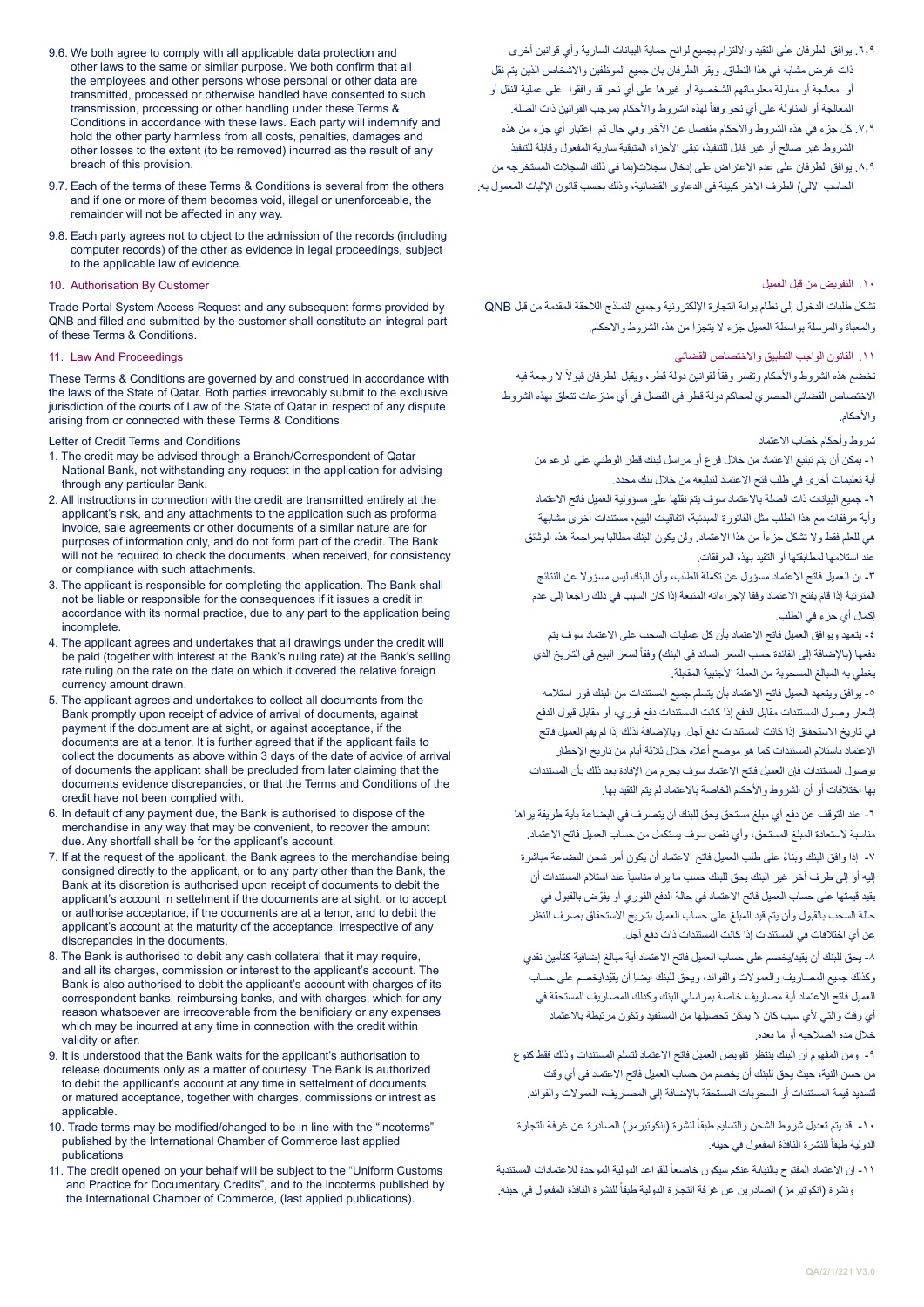9.6. We both agree to comply with all applicable data protection and other laws to the same or similar purpose. We both confirm that all the employees and other persons whose personal or other data are transmitted, processed or otherwise handled have consented to such transmission, processing or other handling under these Terms & Conditions in accordance with these laws. Each party will indemnify and hold the other party harmless from all costs, penalties, damages and other losses to the extent (to be removed) incurred as the result of any breach of this provision.

9.7. Each of the terms of these Terms & Conditions is several from the others and if one or more of them becomes void, illegal or unenforceable, the remainder will not be affected in any way.

9.8. Each party agrees not to object to the admission of the records (including computer records) of the other as evidence in legal proceedings, subject to the applicable law of evidence.

## 10. Authorisation By Customer

Trade Portal System Access Request and any subsequent forms provided by QNB and filled and submitted by the customer shall constitute an integral part of these Terms & Conditions.

## 11. Law And Proceedings

These Terms & Conditions are governed by and construed in accordance with the laws of the State of Qatar. Both parties irrevocably submit to the exclusive jurisdiction of the courts of Law of the State of Qatar in respect of any dispute arising from or connected with these Terms & Conditions.

Letter of Credit Terms and Conditions

1. The credit may be advised through a Branch/Correspondent of Qatar National Bank, not withstanding any request in the application for advising through any particular Bank.
2. All instructions in connection with the credit are transmitted entirely at the applicant's risk, and any attachments to the application such as proforma invoice, sale agreements or other documents of a similar nature are for purposes of information only, and do not form part of the credit. The Bank will not be required to check the documents, when received, for consistency or compliance with such attachments.
3. The applicant is responsible for completing the application. The Bank shall not be liable or responsible for the consequences if it issues a credit in accordance with its normal practice, due to any part to the application being incomplete.
4. The applicant agrees and undertakes that all drawings under the credit will be paid (together with interest at the Bank's ruling rate) at the Bank's selling rate ruling on the rate on the date on which it covered the relative foreign currency amount drawn.
5. The applicant agrees and undertakes to collect all documents from the Bank promptly upon receipt of advice of arrival of documents, against payment if the document are at sight, or against acceptance, if the documents are at a tenor. It is further agreed that if the applicant fails to collect the documents as above within 3 days of the date of advice of arrival of documents the applicant shall be precluded from later claiming that the documents evidence discrepancies, or that the Terms and Conditions of the credit have not been complied with.
6. In default of any payment due, the Bank is authorised to dispose of the merchandise in any way that may be convenient, to recover the amount due. Any shortfall shall be for the applicant's account.
7. If at the request of the applicant, the Bank agrees to the merchandise being consigned directly to the applicant, or to any party other than the Bank, the Bank at its discretion is authorised upon receipt of documents to debit the applicant's account in settlement if the documents are at sight, or to accept or authorise acceptance, if the documents are at a tenor, and to debit the applicant's account at the maturity of the acceptance, irrespective of any discrepancies in the documents.
8. The Bank is authorised to debit any cash collateral that it may require, and all its charges, commission or interest to the applicant's account. The Bank is also authorised to debit the applicant's account with charges of its correspondent banks, reimbursing banks, and with charges, which for any reason whatsoever are irrecoverable from the benificiary or any expenses which may be incurred at any time in connection with the credit within validity or after.
9. It is understood that the Bank waits for the applicant's authorisation to release documents only as a matter of courtesy. The Bank is authorized to debit the appllicant's account at any time in settlement of documents, or matured acceptance, together with charges, commissions or intrest as applicable.
10. Trade terms may be modified/changed to be in line with the "incoterms" published by the International Chamber of Commerce last applied publications
11. The credit opened on your behalf will be subject to the "Uniform Customs and Practice for Documentary Credits", and to the incoterms published by the International Chamber of Commerce, (last applied publications).

٦.٩. يوافق الطرفان على التقيد والالتزام بجميع لوائح حماية البيانات السارية وأي قوانين أخرى ذات غرض مشابه في هذا النطاق. ويقر الطرفان بان جميع الموظفين والاشخاص الذين يتم نقل أو معالجة أو مناولة معلوماتهم الشخصية أو غيرها على أي نحو قد وافقوا على عملية النقل أو المعالجة أو المناولة على أي نحو وفقاً لهذه الشروط والأحكام بموجب القوانين ذات الصلة.

٧.٩. كل جزء في هذه الشروط والأحكام منفصل عن الأخر وفي حال تم إعتبار أي جزء من هذه الشروط غير صالح أو غير قابل للتنفيذ، تبقى الأجزاء المتبقية سارية المفعول وقابلة للتنفيذ.

٨.٩. يوافق الطرفان على عدم الاعتراض على إدخال سجلات(بما في ذلك السجلات المستخرجه من الحاسب الالي) الطرف الاخر كبينة في الدعاوى القضائية، وذلك بحسب قانون الإثبات المعمول به.

## ١٠. التفويض من قبل العميل

تشكل طلبات الدخول إلى نظام بوابة التجارة الإلكترونية وجميع النماذج اللاحقة المقدمة من قبل QNB والمعبأة والمرسلة بواسطة العميل جزء لا يتجزأ من هذه الشروط والاحكام.

## ١١. القانون الواجب التطبيق والاختصاص القضائي

تخضع هذه الشروط والأحكام وتفسر وفقاً لقوانين دولة قطر، ويقبل الطرفان قبولاً لا رجعة فيه الاختصاص القضائي الحصري لمحاكم دولة قطر في الفصل في أي منازعات تتعلق بهذه الشروط والأحكام.

شروط وأحكام خطاب الاعتماد

١- يمكن أن يتم تبليغ الاعتماد من خلال فرع أو مراسل لبنك قطر الوطني على الرغم من أية تعليمات أخرى في طلب فتح الاعتماد لتبليغه من خلال بنك محدد.

٢- جميع البيانات ذات الصلة بالاعتماد سوف يتم نقلها على مسؤولية العميل فاتح الاعتماد وأية مرفقات مع هذا الطلب مثل الفاتورة المبدئية، اتفاقيات البيع، مستندات أخرى مشابهة هي للعلم فقط ولا تشكل جزءاً من هذا الاعتماد. ولن يكون البنك مطالبا بمراجعة هذه الوثائق عند استلامها لمطابقتها أو التقيد بهذه المرفقات.

٣- إن العميل فاتح الاعتماد مسئول عن تكملة الطلب، وأن البنك ليس مسؤولا عن النتائج المترتبة إذا قام بفتح الاعتماد وفقا لإجراءاته المتبعة إذا كان السبب في ذلك راجعا إلى عدم إكمال أي جزء في الطلب.

٤- يتعهد ويوافق العميل فاتح الاعتماد بأن كل عمليات السحب على الاعتماد سوف يتم دفعها (بالإضافة إلى الفائدة حسب السعر السائد في البنك) وفقاً لسعر البيع في التاريخ الذي يغطي به المبالغ المسحوبة من العملة الأجنبية المقابلة.

٥- يوافق ويتعهد العميل فاتح الاعتماد بأن يتسلم جميع المستندات من البنك فور استلامه إشعار وصول المستندات مقابل الدفع إذا كانت المستندات دفع فوري، أو مقابل قبول الدفع في تاريخ الاستحقاق إذا كانت المستندات دفع آجل. وبالإضافة لذلك إذا لم يقم العميل فاتح الاعتماد باستلام المستندات كما هو موضح أعلاه خلال ثلاثة أيام من تاريخ الإخطار بوصول المستندات فان العميل فاتح الاعتماد سوف يحرم من الإفادة بعد ذلك بأن المستندات بها اختلافات أو أن الشروط والأحكام الخاصة بالاعتماد لم يتم التقيد بها.

٦- عند التوقف عن دفع أي مبلغ مستحق يحق للبنك أن يتصرف في البضاعة بأية طريقة يراها مناسبة لاستعادة المبلغ المستحق، وأي نقص سوف يستكمل من حساب العميل فاتح الاعتماد.

٧- إذا وافق البنك وبناءً على طلب العميل فاتح الاعتماد أن يكون أمر شحن البضاعة مباشرة إليه أو إلى طرف آخر غير البنك يحق للبنك حسب ما يراه مناسباً عند استلام المستندات أن يقيد قيمتها على حساب العميل فاتح الاعتماد في حالة الدفع الفوري أو يفوض بالقبول في حالة السحب بالقبول وأن يتم قيد المبلغ على حساب العميل بتاريخ الاستحقاق بصرف النظر عن أي اختلافات في المستندات إذا كانت المستندات ذات دفع آجل.

٨- يحق للبنك أن يقيد/يخصم على حساب العميل فاتح الاعتماد أية مبالغ إضافية كتأمين نقدي وكذلك جميع المصاريف والعمولات والفوائد، ويحق للبنك أيضا أن يقيد/يخصم على حساب العميل فاتح الاعتماد أية مصاريف خاصة بمراسلي البنك وكذلك المصاريف المستحقة في أي وقت والتي لأي سبب كان لا يمكن تحصيلها من المستفيد وتكون مرتبطة بالاعتماد خلال مده الصلاحيه أو ما بعده.

٩- ومن المفهوم أن البنك ينتظر تفويض العميل فاتح الاعتماد لتسلم المستندات وذلك فقط كنوع من حسن النية، حيث يحق للبنك أن يخصم من حساب العميل فاتح الاعتماد في أي وقت لتسديد قيمة المستندات أو السحوبات المستحقة بالإضافة إلى المصاريف، العمولات والفوائد.

١٠- قد يتم تعديل شروط الشحن والتسليم طبقاً لنشرة (إنكوتيرمز) الصادرة عن غرفة التجارة الدولية طبقاً للنشرة النافذة المفعول في حينه.

١١- إن الاعتماد المفتوح بالنيابة عنكم سيكون خاضعاً للقواعد الدولية الموحدة للاعتمادات المستندية ونشرة (انكوتيرمز) الصادرين عن غرفة التجارة الدولية طبقاً للنشرة النافذة المفعول في حينه.

QA/2/1/221 V3.0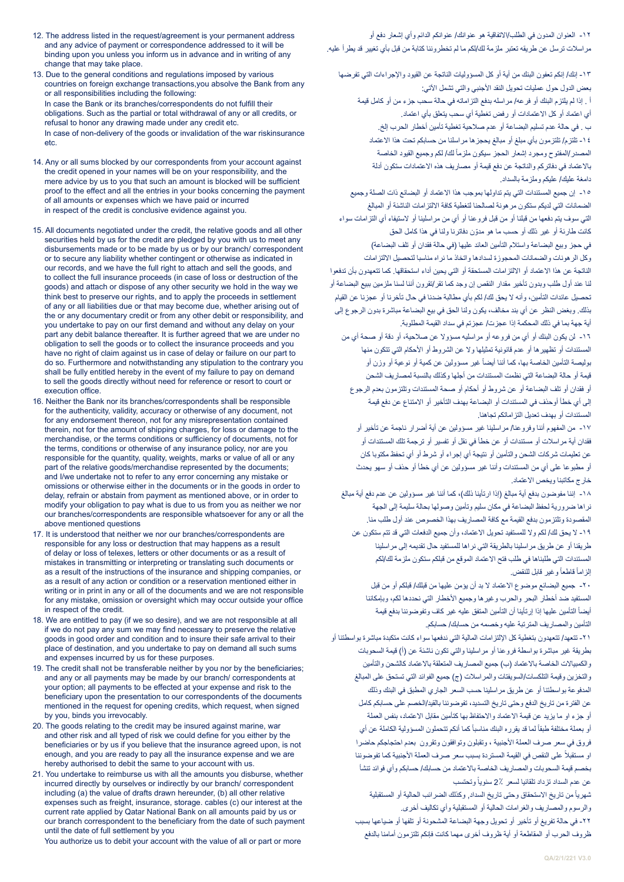12. The address listed in the request/agreement is your permanent address and any advice of payment or correspondence addressed to it will be binding upon you unless you inform us in advance and in writing of any change that may take place.

13. Due to the general conditions and regulations imposed by various countries on foreign exchange transactions,you absolve the Bank from any or all responsibilities including the following:
In case the Bank or its branches/correspondents do not fulfill their obligations. Such as the partial or total withdrawal of any or all credits, or refusal to honor any drawing made under any credit etc.
In case of non-delivery of the goods or invalidation of the war riskinsurance etc.

14. Any or all sums blocked by our correspondents from your account against the credit opened in your names will be on your responsibility, and the mere advice by us to you that such an amount is blocked will be sufficient proof to the effect and all the entries in your books concerning the payment of all amounts or expenses which we have paid or incurred in respect of the credit is conclusive evidence against you.

15. All documents negotiated under the credit, the relative goods and all other securities held by us for the credit are pledged by you with us to meet any disbursements made or to be made by us or by our branch/ correspondent or to secure any liability whether contingent or otherwise as indicated in our records, and we have the full right to attach and sell the goods, and to collect the full insurance proceeds (in case of loss or destruction of the goods) and attach or dispose of any other security we hold in the way we think best to preserve our rights, and to apply the proceeds in settlement of any or all liabilities due or that may become due, whether arising out of the or any documentary credit or from any other debit or responsibility, and you undertake to pay on our first demand and without any delay on your part any debit balance thereafter. It is further agreed that we are under no obligation to sell the goods or to collect the insurance proceeds and you have no right of claim against us in case of delay or failure on our part to do so. Furthermore and notwithstanding any stipulation to the contrary you shall be fully entitled hereby in the event of my failure to pay on demand to sell the goods directly without need for reference or resort to court or execution office.

16. Neither the Bank nor its branches/correspondents shall be responsible for the authenticity, validity, accuracy or otherwise of any document, not for any endorsement thereon, not for any misrepresentation contained therein, not for the amount of shipping charges, for loss or damage to the merchandise, or the terms conditions or sufficiency of documents, not for the terms, conditions or otherwise of any insurance policy, nor are you responsible for the quantity, quality, weights, marks or value of all or any part of the relative goods/merchandise represented by the documents; and I/we undertake not to refer to any error concerning any mistake or omissions or otherwise either in the documents or in the goods in order to delay, refrain or abstain from payment as mentioned above, or in order to modify your obligation to pay what is due to us from you as neither we nor our branches/correspondents are responsible whatsoever for any or all the above mentioned questions

17. It is understood that neither we nor our branches/correspondents are responsible for any loss or destruction that may happen as a result of delay or loss of telexes, letters or other documents or as a result of mistakes in transmitting or interpreting or translating such documents or as a result of the instructions of the insurance and shipping companies, or as a result of any action or condition or a reservation mentioned either in writing or in print in any or all of the documents and we are not responsible for any mistake, omission or oversight which may occur outside your office in respect of the credit.

18. We are entitled to pay (if we so desire), and we are not responsible at all if we do not pay any sum we may find necessary to preserve the relative goods in good order and condition and to insure their safe arrival to their place of destination, and you undertake to pay on demand all such sums and expenses incurred by us for these purposes.

19. The credit shall not be transferable neither by you nor by the beneficiaries; and any or all payments may be made by our branch/ correspondents at your option; all payments to be effected at your expense and risk to the beneficiary upon the presentation to our correspondents of the documents mentioned in the request for opening credits, which request, when signed by you, binds you irrevocably.

20. The goods relating to the credit may be insured against marine, war and other risk and all typed of risk we could define for you either by the beneficiaries or by us if you believe that the insurance agreed upon, is not enough, and you are ready to pay all the insurance expense and we are hereby authorised to debit the same to your account with us.

21. You undertake to reimburse us with all the amounts you disburse, whether incurred directly by ourselves or indirectly by our branch/ correspondent including (a) the value of drafts drawn hereunder, (b) all other relative expenses such as freight, insurance, storage. cables (c) our interest at the current rate applied by Qatar National Bank on all amounts paid by us or our branch correspondent to the beneficiary from the date of such payment until the date of full settlement by you
You authorize us to debit your account with the value of all or part or more

١٢- العنوان المدون في الطلب/الاتفاقية هو عنوانك/ عنوانكم الدائم وأي إشعار دفع أو مراسلات ترسل عن طريقه تعتبر ملزمة لك/لكم ما لم تخطروننا كتابة من قبل بأي تغيير قد يطرأ عليه.

١٣- إنك/ إنكم تعفون البنك من أية أو كل المسؤوليات الناتجة عن القيود والإجراءات التي تفرضها بعض الدول حول عمليات تحويل النقد الأجنبي والتي تشمل الآتي:
أ . إذا لم يلتزم البنك أو فرعه/ مراسله بدفع التزاماته في حالة سحب جزء من أو كامل قيمة أي اعتماد أو كل الاعتمادات أو رفض تغطية أي سحب يتعلق بأي اعتماد.
ب . في حالة عدم تسليم البضاعة أو عدم صلاحية تغطية تأمين أخطار الحرب الخ.

١٤- تلتزم/ تلتزمون بأي مبلغ أو مبالغ يحجزها مراسلنا من حسابك تحت هذا الاعتماد المصدر/المفتوح ومجرد إشعار الحجز سيكون ملزماً لك/ لكم وجميع القيود الخاصة بالاعتماد في دفاتركم والناتجة عن دفع قيمة أو مصاريف هذه الاعتمادات ستكون أدلة دامغة عليك/ عليكم وملزمة بالسداد.

١٥- إن جميع المستندات التي يتم تداولها بموجب هذا الاعتماد أو البضائع ذات الصلة وجميع الضمانات التي لديكم ستكون مرهونة لصالحنا لتغطية كافة الالتزامات الناشئة أو المبالغ التي سوف يتم دفعها من قبلنا أو من قبل فروعنا أو أي من مراسلينا أو لاستيفاء أي التزامات سواء كانت طارئة أو غير ذلك أو حسب ما هو مدوّن دفاترنا ولنا في هذا كامل الحق في حجز وبيع البضاعة واستلام التأمين العائد عليها (في حالة فقدان أو تلف البضاعة) وكل الرهونات والضمانات المحجوزة لسدادها واتخاذ ما نراه مناسبا لتحصيل الالتزامات الناتجة عن هذا الاعتماد أو الالتزامات المستحقة أو التي يحين أداء استحقاقها. كما تتعهدون بأن تدفعوا لنا عند أول طلب وبدون تأخير مقدار النقص إن وجد كما تقر/تقرون أننا لسنا ملزمين ببيع البضاعة أو تحصيل عائدات التأمين، وأنه لا يحق لك/ لكم بأي مطالبة ضدنا في حال تأخرنا أو عجزنا عن القيام بذلك. وبغض النظر عن أي بند مخالف، يكون ولنا الحق في بيع البضاعة مباشرة بدون الرجوع إلى أية جهة بما في ذلك المحكمة إذا عجزت/ عجزتم في سداد القيمة المطلوبة.

١٦- لن يكون البنك أو أي من فروعه أو مراسليه مسؤولا عن صلاحية، أو دقة أو صحة أي من المستندات أو تظهيرها أو عدم قانونية تمثيلها ولا عن الشروط أو الأحكام التي تتكون منها بوليصة التأمين الخاصة بها، كما أننا أيضاً غير مسؤولين عن كمية أو نوعية أو وزن أو قيمة أو حالة البضاعة التي نظمت المستندات من أجلها وكذلك بالنسبة لمصاريف الشحن أو فقدان أو تلف البضاعة أو عن شروط أو أحكام أو صحة المستندات وتلتزمون بعدم الرجوع إلى أي خطأ أو حذف في المستندات أو البضاعة بهدف التأخير أو الامتناع عن دفع قيمة المستندات أو بهدف تعديل التزاماتكم تجاهنا.

١٧- من المفهوم أننا وفروعنا/ مراسلينا غير مسؤولين عن أية أضرار ناجمة عن تأخير أو فقدان أية مراسلات أو مستندات أو عن خطأ في نقل أو تفسير أو ترجمة تلك المستندات أو عن تعليمات شركات الشحن والتأمين أو نتيجة أي إجراء أو شرط أو أي تحفظ مكتوبا كان أو مطبوعا على أي من المستندات وأننا غير مسؤولين عن أي خطأ أو حذف أو سهو يحدث خارج مكاتبنا ويخص الاعتماد.

١٨- إننا مفوضون بدفع أية مبالغ (إذا ارتأينا ذلك)، كما أننا غير مسؤولين عن عدم دفع أية مبالغ نراها ضرورية لحفظ البضاعة في مكان سليم وتأمين وصولها بحالة سليمة إلى الجهة المقصودة وتلتزمون بدفع القيمة مع كافة المصاريف بهذا الخصوص عند أول طلب منا.

١٩- لا يحق لك/ لكم ولا للمستفيد تحويل الاعتماد، وأن جميع الدفعات التي قد تم ستكون عن طريقنا أو عن طريق مراسلينا بالطريقة التي نراها للمستفيد حال تقديمه إلى مراسلينا المستندات التي طلبناها في طلب فتح الاعتماد الموقع من قبلكم ستكون ملزمة لك/لكم إلزاماً قاطعاً وغير قابل للنقض.

٢٠- جميع البضائع موضوع الاعتماد لا بد أن يؤمن عليها من قبلك/ قبلكم أو من قبل المستفيد ضد أخطار البحر والحرب وغيرها وجميع الأخطار التي نحددها لكم، وبإمكاننا أيضاً التأمين عليها إذا ارتأينا أن التأمين المتفق عليه غير كاف وتفوضوننا بدفع قيمة التأمين والمصاريف المترتبة عليه وخصمه من حسابك/ حسابكم.

٢١- تتعهد/ تتعهدون بتغطية كل الإلتزامات المالية التي ندفعها سواء كانت متكبدة بواسطتنا أو بطريقة غير مباشرة بواسطة فروعنا أو مراسلينا والتي تكون ناشئة عن (أ) قيمة السحوبات والكمبيالات الخاصة بالاعتماد (ب) جميع المصاريف المتعلقة بالاعتماد كالشحن والتأمين والتخزين وقيمة التلكسات/السويفتات والمراسلات (ج) جميع الفوائد التي تستحق على المبالغ المدفوعة بواسطتنا أو عن طريق مراسلينا حسب السعر الجاري المطبق في البنك وذلك عن الفترة من تاريخ الدفع وحتى تاريخ التسديد، تفوضوننا بالقيد/الخصم على حسابكم كامل أو جزء او ما يزيد عن قيمة الاعتماد والاحتفاظ بها كتأمين مقابل الاعتماد، بنفس العملة أو بعملة مختلفة طبقاً لما قد يقرره البنك مناسباً كما أنكم تتحملون المسؤولية الكاملة عن أي فروق في سعر صرف العملة الأجنبية ، وتقبلون وتوافقون وتقرون بعدم احتجاجكم حاضرا او مستقبلاً على النقص في القيمة المستردة بسبب سعر صرف العملة الأجنبية كما تفوضوننا بخصم قيمة السحوبات والمصاريف الخاصة بالاعتماد من حسابك/ حسابكم وأي فوائد تنشأ عن عدم السداد تزداد تلقائيا لسعر ٪2 سنوياً وتحتسب شهرياً من تاريخ الاستحقاق وحتى تاريخ السداد، وكذلك الضرائب الحالية أو المستقبلية والرسوم والمصاريف والغرامات الحالية أو المستقبلية وأي تكاليف أخرى.

٢٢- في حالة تفريغ أو تأخير أو تحويل وجهة البضاعة المشحونة أو تلفها أو ضياعها بسبب ظروف الحرب أو المقاطعة أو أية ظروف أخرى مهما كانت فإنكم تلتزمون أمامنا بالدفع

QA/2/1/221 V3.0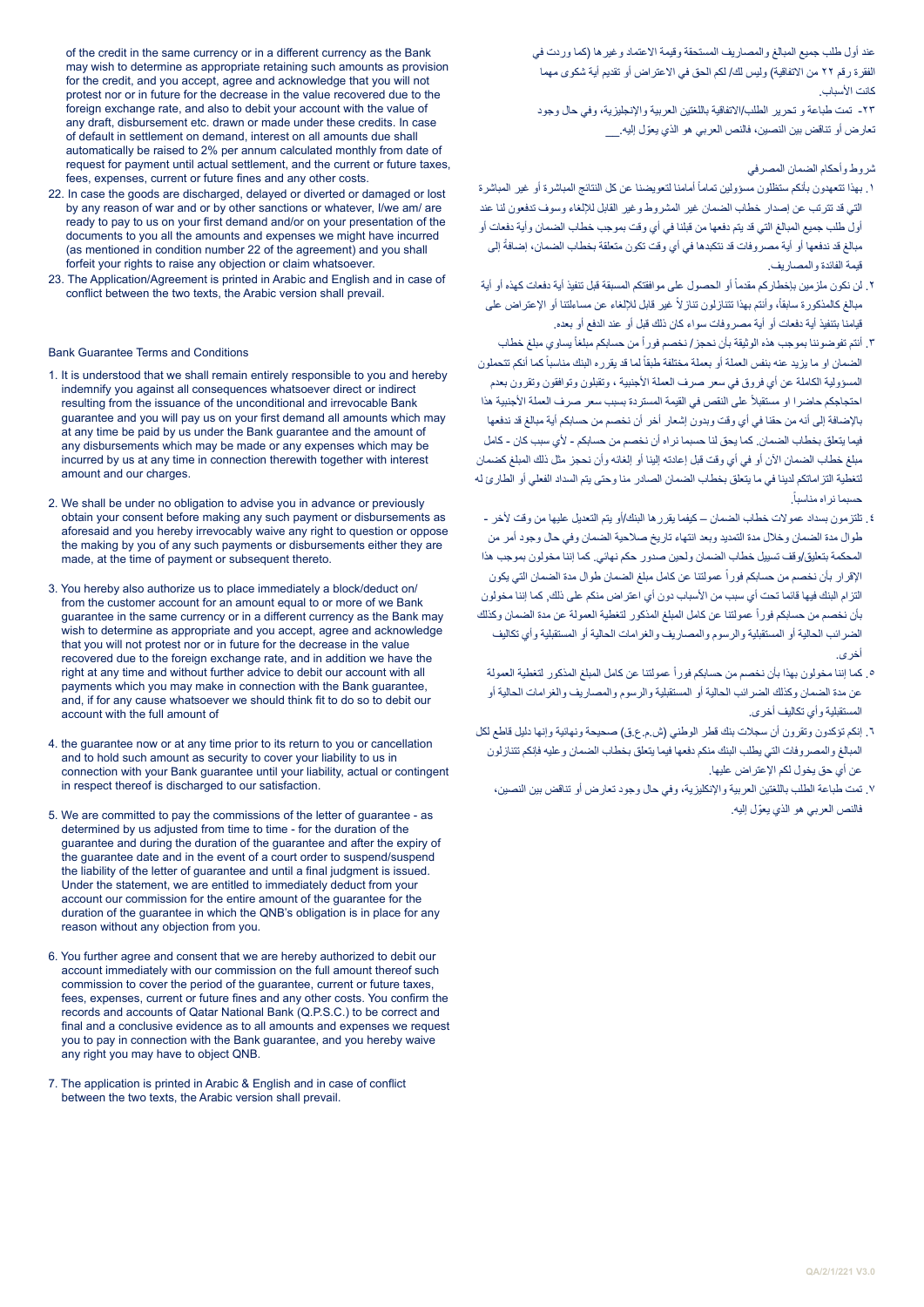of the credit in the same currency or in a different currency as the Bank may wish to determine as appropriate retaining such amounts as provision for the credit, and you accept, agree and acknowledge that you will not protest nor or in future for the decrease in the value recovered due to the foreign exchange rate, and also to debit your account with the value of any draft, disbursement etc. drawn or made under these credits. In case of default in settlement on demand, interest on all amounts due shall automatically be raised to 2% per annum calculated monthly from date of request for payment until actual settlement, and the current or future taxes, fees, expenses, current or future fines and any other costs.

22. In case the goods are discharged, delayed or diverted or damaged or lost by any reason of war and or by other sanctions or whatever, I/we am/ are ready to pay to us on your first demand and/or on your presentation of the documents to you all the amounts and expenses we might have incurred (as mentioned in condition number 22 of the agreement) and you shall forfeit your rights to raise any objection or claim whatsoever.
23. The Application/Agreement is printed in Arabic and English and in case of conflict between the two texts, the Arabic version shall prevail.

Bank Guarantee Terms and Conditions

1. It is understood that we shall remain entirely responsible to you and hereby indemnify you against all consequences whatsoever direct or indirect resulting from the issuance of the unconditional and irrevocable Bank guarantee and you will pay us on your first demand all amounts which may at any time be paid by us under the Bank guarantee and the amount of any disbursements which may be made or any expenses which may be incurred by us at any time in connection therewith together with interest amount and our charges.

2. We shall be under no obligation to advise you in advance or previously obtain your consent before making any such payment or disbursements as aforesaid and you hereby irrevocably waive any right to question or oppose the making by you of any such payments or disbursements either they are made, at the time of payment or subsequent thereto.

3. You hereby also authorize us to place immediately a block/deduct on/ from the customer account for an amount equal to or more of we Bank guarantee in the same currency or in a different currency as the Bank may wish to determine as appropriate and you accept, agree and acknowledge that you will not protest nor or in future for the decrease in the value recovered due to the foreign exchange rate, and in addition we have the right at any time and without further advice to debit our account with all payments which you may make in connection with the Bank guarantee, and, if for any cause whatsoever we should think fit to do so to debit our account with the full amount of

4. the guarantee now or at any time prior to its return to you or cancellation and to hold such amount as security to cover your liability to us in connection with your Bank guarantee until your liability, actual or contingent in respect thereof is discharged to our satisfaction.

5. We are committed to pay the commissions of the letter of guarantee - as determined by us adjusted from time to time - for the duration of the guarantee and during the duration of the guarantee and after the expiry of the guarantee date and in the event of a court order to suspend/suspend the liability of the letter of guarantee and until a final judgment is issued. Under the statement, we are entitled to immediately deduct from your account our commission for the entire amount of the guarantee for the duration of the guarantee in which the QNB's obligation is in place for any reason without any objection from you.

6. You further agree and consent that we are hereby authorized to debit our account immediately with our commission on the full amount thereof such commission to cover the period of the guarantee, current or future taxes, fees, expenses, current or future fines and any other costs. You confirm the records and accounts of Qatar National Bank (Q.P.S.C.) to be correct and final and a conclusive evidence as to all amounts and expenses we request you to pay in connection with the Bank guarantee, and you hereby waive any right you may have to object QNB.

7. The application is printed in Arabic & English and in case of conflict between the two texts, the Arabic version shall prevail.

عند أول طلب جميع المبالغ والمصاريف المستحقة وقيمة الاعتماد وغيرها (كما وردت في الفقرة رقم ٢٢ من الاتفاقية) وليس لك/ لكم الحق في الاعتراض أو تقديم أية شكوى مهما كانت الأسباب.

٢٣- تمت طباعة و تحرير الطلب/الاتفاقية باللغتين العربية والإنجليزية، وفي حال وجود تعارض أو تناقض بين النصين، فالنص العربي هو الذي يعوّل إليه.\_\_\_

شروط وأحكام الضمان المصرفي

١. بهذا تتعهدون بأنكم ستظلون مسؤولين تماماً أمامنا لتعويضنا عن كل النتائج المباشرة أو غير المباشرة التي قد تترتب عن إصدار خطاب الضمان غير المشروط وغير القابل للإلغاء وسوف تدفعون لنا عند أول طلب جميع المبالغ التي قد يتم دفعها من قبلنا في أي وقت بموجب خطاب الضمان وأية دفعات أو مبالغ قد ندفعها أو أية مصروفات قد نتكبدها في أي وقت تكون متعلقة بخطاب الضمان، إضافةً إلى قيمة الفائدة والمصاريف.

٢. لن نكون ملزمين بإخطاركم مقدماً أو الحصول على موافقتكم المسبقة قبل تنفيذ أية دفعات كهذه أو أية مبالغ كالمذكورة سابقاً، وأنتم بهذا تتنازلون تنازلاً غير قابل للإلغاء عن مساءلتنا أو الإعتراض على قيامنا بتنفيذ أية دفعات أو أية مصروفات سواء كان ذلك قبل أو عند الدفع أو بعده.

٣. أنتم تفوضوننا بموجب هذه الوثيقة بأن نحجز/ نخصم فوراً من حسابكم مبلغاً يساوي مبلغ خطاب الضمان او ما يزيد عنه بنفس العملة أو بعملة مختلفة طبقاً لما قد يقرره البنك مناسباً كما أنكم تتحملون المسؤولية الكاملة عن أي فروق في سعر صرف العملة الأجنبية ، وتقبلون وتوافقون وتقرون بعدم احتجاجكم حاضرا او مستقبلاً على النقص في القيمة المستردة بسبب سعر صرف العملة الأجنبية هذا بالإضافة إلى أنه من حقنا في أي وقت وبدون إشعار آخر أن نخصم من حسابكم أية مبالغ قد ندفعها فيما يتعلق بخطاب الضمان. كما يحق لنا حسبما نراه أن نخصم من حسابكم - لأي سبب كان - كامل مبلغ خطاب الضمان الآن أو في أي وقت قبل إعادته إلينا أو إلغائه وأن نحجز مثل ذلك المبلغ كضمان لتغطية التزاماتكم لدينا في ما يتعلق بخطاب الضمان الصادر منا وحتى يتم السداد الفعلي أو الطارئ له حسبما نراه مناسباً.

٤. تلتزمون بسداد عمولات خطاب الضمان – كيفما يقررها البنك/أو يتم التعديل عليها من وقت لآخر - طوال مدة الضمان وخلال مدة التمديد وبعد انتهاء تاريخ صلاحية الضمان وفي حال وجود أمر من المحكمة بتعليق/وقف تسييل خطاب الضمان ولحين صدور حكم نهائي. كما إننا مخولون بموجب هذا الإقرار بأن نخصم من حسابكم فوراً عمولتنا عن كامل مبلغ الضمان طوال مدة الضمان التي يكون التزام البنك فيها قائما تحت أي سبب من الأسباب دون أي اعتراض منكم على ذلك, كما إننا مخولون بأن نخصم من حسابكم فوراً عمولتنا عن كامل المبلغ المذكور لتغطية العمولة عن مدة الضمان وكذلك الضرائب الحالية أو المستقبلية والرسوم والمصاريف والغرامات الحالية أو المستقبلية وأي تكاليف أخرى.

٥. كما إننا مخولون بهذا بأن نخصم من حسابكم فوراً عمولتنا عن كامل المبلغ المذكور لتغطية العمولة عن مدة الضمان وكذلك الضرائب الحالية أو المستقبلية والرسوم والمصاريف والغرامات الحالية أو المستقبلية وأي تكاليف أخرى.

٦. إنكم تؤكدون وتقرون أن سجلات بنك قطر الوطني (ش.م.ع.ق) صحيحة ونهائية وإنها دليل قاطع لكل المبالغ والمصروفات التي يطلب البنك منكم دفعها فيما يتعلق بخطاب الضمان وعليه فإنكم تتنازلون عن أي حق يخول لكم الإعتراض عليها.

٧. تمت طباعة الطلب باللغتين العربية والإنكليزية، وفي حال وجود تعارض أو تناقض بين النصين، فالنص العربي هو الذي يعوّل إليه.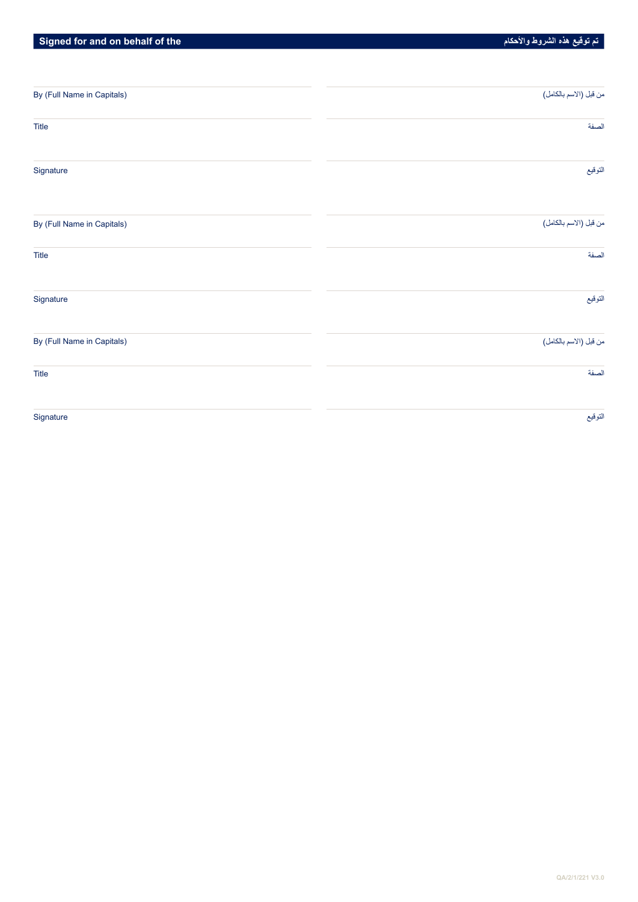## Signed for and on behalf of the

## تم توقيع هذه الشروط والأحكام

| | |
|---|---|
| By (Full Name in Capitals) | من قبل (الاسم بالكامل) |
| Title | الصفة |
| Signature | التوقيع |
| By (Full Name in Capitals) | من قبل (الاسم بالكامل) |
| Title | الصفة |
| Signature | التوقيع |
| By (Full Name in Capitals) | من قبل (الاسم بالكامل) |
| Title | الصفة |
| Signature | التوقيع |

QA/2/1/221 V3.0